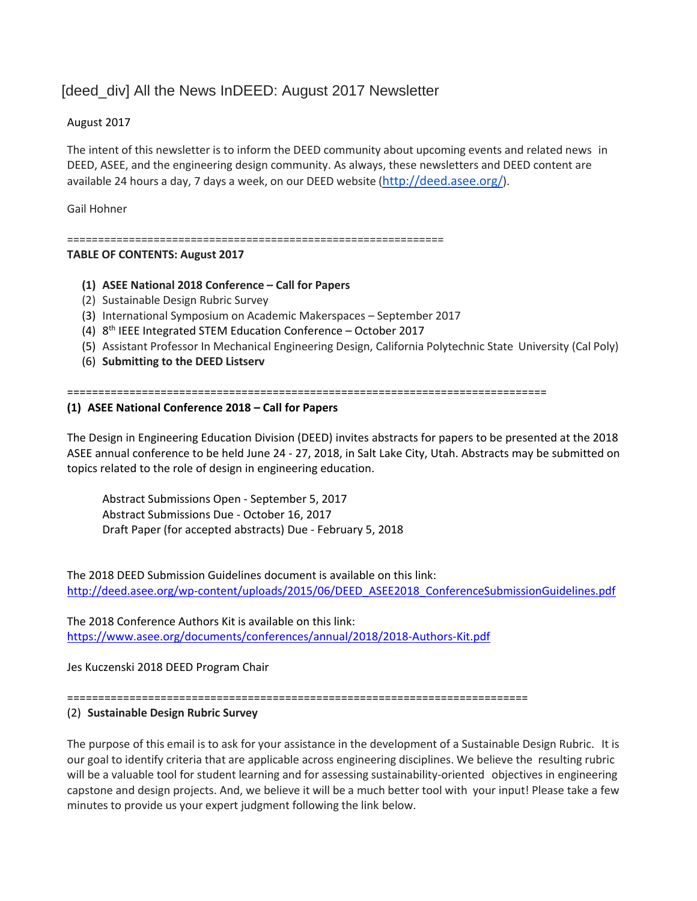# [deed_div] All the News InDEED: August 2017 Newsletter

August 2017

The intent of this newsletter is to inform the DEED community about upcoming events and related news in DEED, ASEE, and the engineering design community. As always, these newsletters and DEED content are available 24 hours a day, 7 days a week, on our DEED website (http://deed.asee.org/).

Gail Hohner

=============================================================

**TABLE OF CONTENTS: August 2017**

1. **ASEE National 2018 Conference – Call for Papers**
2. Sustainable Design Rubric Survey
3. International Symposium on Academic Makerspaces – September 2017
4. 8th IEEE Integrated STEM Education Conference – October 2017
5. Assistant Professor In Mechanical Engineering Design, California Polytechnic State University (Cal Poly)
6. **Submitting to the DEED Listserv**

==========================================================================

**(1) ASEE National Conference 2018 – Call for Papers**

The Design in Engineering Education Division (DEED) invites abstracts for papers to be presented at the 2018 ASEE annual conference to be held June 24 - 27, 2018, in Salt Lake City, Utah. Abstracts may be submitted on topics related to the role of design in engineering education.

> Abstract Submissions Open - September 5, 2017
> Abstract Submissions Due - October 16, 2017
> Draft Paper (for accepted abstracts) Due - February 5, 2018

The 2018 DEED Submission Guidelines document is available on this link:
http://deed.asee.org/wp-content/uploads/2015/06/DEED_ASEE2018_ConferenceSubmissionGuidelines.pdf

The 2018 Conference Authors Kit is available on this link:
https://www.asee.org/documents/conferences/annual/2018/2018-Authors-Kit.pdf

Jes Kuczenski 2018 DEED Program Chair

==========================================================================

(2) **Sustainable Design Rubric Survey**

The purpose of this email is to ask for your assistance in the development of a Sustainable Design Rubric. It is our goal to identify criteria that are applicable across engineering disciplines. We believe the resulting rubric will be a valuable tool for student learning and for assessing sustainability-oriented objectives in engineering capstone and design projects. And, we believe it will be a much better tool with your input! Please take a few minutes to provide us your expert judgment following the link below.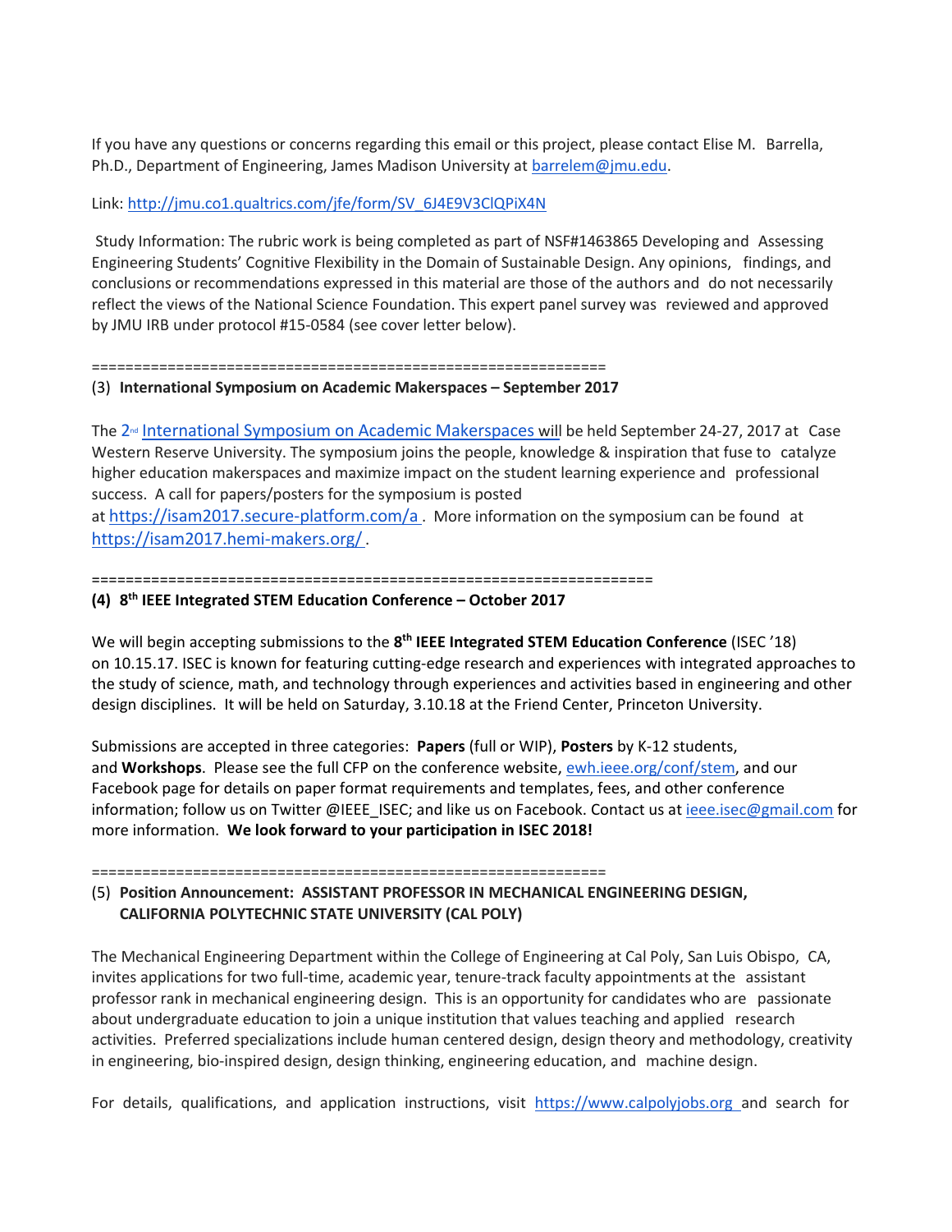If you have any questions or concerns regarding this email or this project, please contact Elise M. Barrella, Ph.D., Department of Engineering, James Madison University at barrelem@jmu.edu.

Link: http://jmu.co1.qualtrics.com/jfe/form/SV_6J4E9V3ClQPiX4N

Study Information: The rubric work is being completed as part of NSF#1463865 Developing and Assessing Engineering Students' Cognitive Flexibility in the Domain of Sustainable Design. Any opinions, findings, and conclusions or recommendations expressed in this material are those of the authors and do not necessarily reflect the views of the National Science Foundation. This expert panel survey was reviewed and approved by JMU IRB under protocol #15-0584 (see cover letter below).

==============================================================

(3) **International Symposium on Academic Makerspaces – September 2017**

The 2nd International Symposium on Academic Makerspaces will be held September 24-27, 2017 at Case Western Reserve University. The symposium joins the people, knowledge & inspiration that fuse to catalyze higher education makerspaces and maximize impact on the student learning experience and professional success. A call for papers/posters for the symposium is posted at https://isam2017.secure-platform.com/a . More information on the symposium can be found at https://isam2017.hemi-makers.org/ .

==================================================================

**(4) 8th IEEE Integrated STEM Education Conference – October 2017**

We will begin accepting submissions to the **8th IEEE Integrated STEM Education Conference** (ISEC '18) on 10.15.17. ISEC is known for featuring cutting-edge research and experiences with integrated approaches to the study of science, math, and technology through experiences and activities based in engineering and other design disciplines. It will be held on Saturday, 3.10.18 at the Friend Center, Princeton University.

Submissions are accepted in three categories: **Papers** (full or WIP), **Posters** by K-12 students, and **Workshops**. Please see the full CFP on the conference website, ewh.ieee.org/conf/stem, and our Facebook page for details on paper format requirements and templates, fees, and other conference information; follow us on Twitter @IEEE_ISEC; and like us on Facebook. Contact us at ieee.isec@gmail.com for more information. **We look forward to your participation in ISEC 2018!**

==============================================================

(5) **Position Announcement: ASSISTANT PROFESSOR IN MECHANICAL ENGINEERING DESIGN, CALIFORNIA POLYTECHNIC STATE UNIVERSITY (CAL POLY)**

The Mechanical Engineering Department within the College of Engineering at Cal Poly, San Luis Obispo, CA, invites applications for two full-time, academic year, tenure-track faculty appointments at the assistant professor rank in mechanical engineering design. This is an opportunity for candidates who are passionate about undergraduate education to join a unique institution that values teaching and applied research activities. Preferred specializations include human centered design, design theory and methodology, creativity in engineering, bio-inspired design, design thinking, engineering education, and machine design.

For details, qualifications, and application instructions, visit https://www.calpolyjobs.org and search for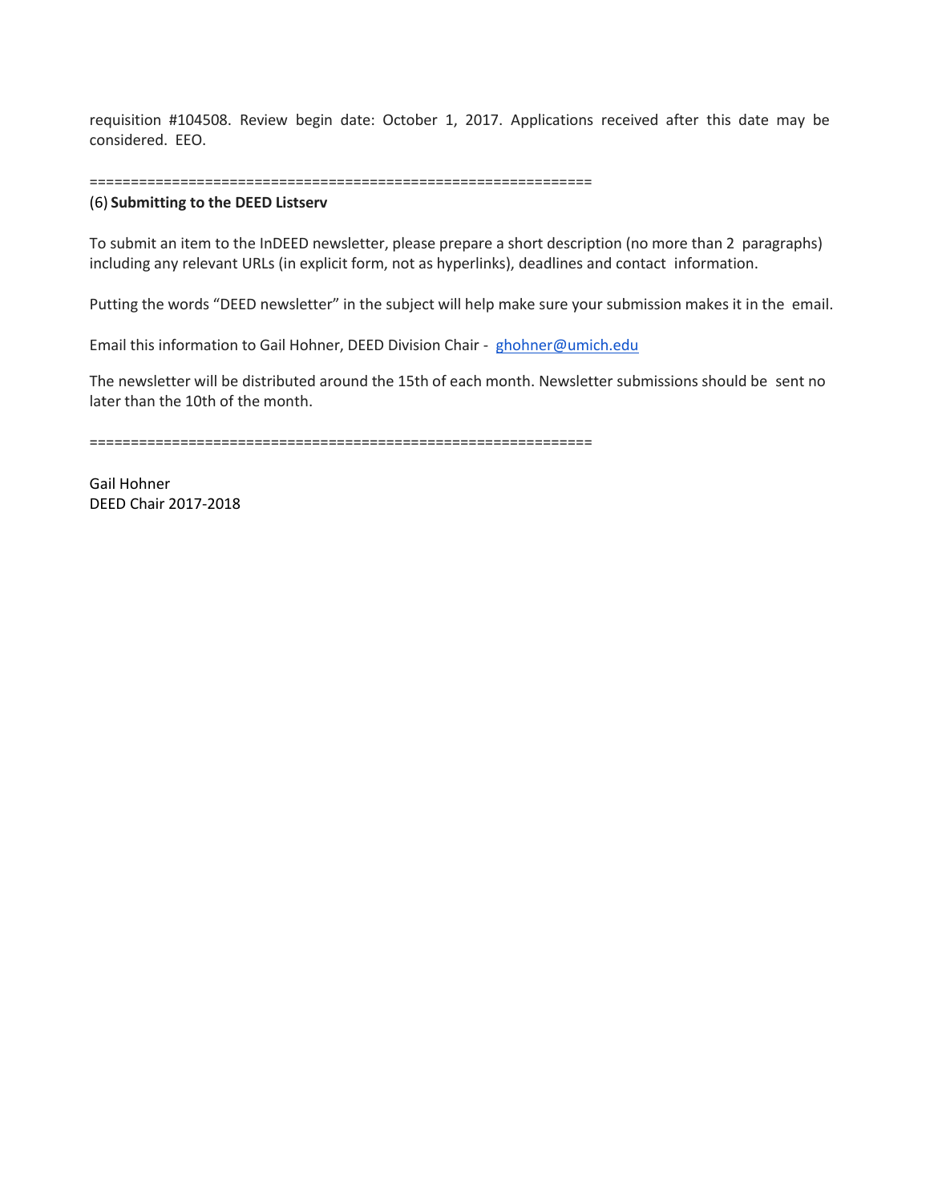requisition #104508. Review begin date: October 1, 2017. Applications received after this date may be considered. EEO.

============================================================

(6) **Submitting to the DEED Listserv**

To submit an item to the InDEED newsletter, please prepare a short description (no more than 2 paragraphs) including any relevant URLs (in explicit form, not as hyperlinks), deadlines and contact information.

Putting the words "DEED newsletter" in the subject will help make sure your submission makes it in the email.

Email this information to Gail Hohner, DEED Division Chair - ghohner@umich.edu

The newsletter will be distributed around the 15th of each month. Newsletter submissions should be sent no later than the 10th of the month.

============================================================

Gail Hohner
DEED Chair 2017-2018